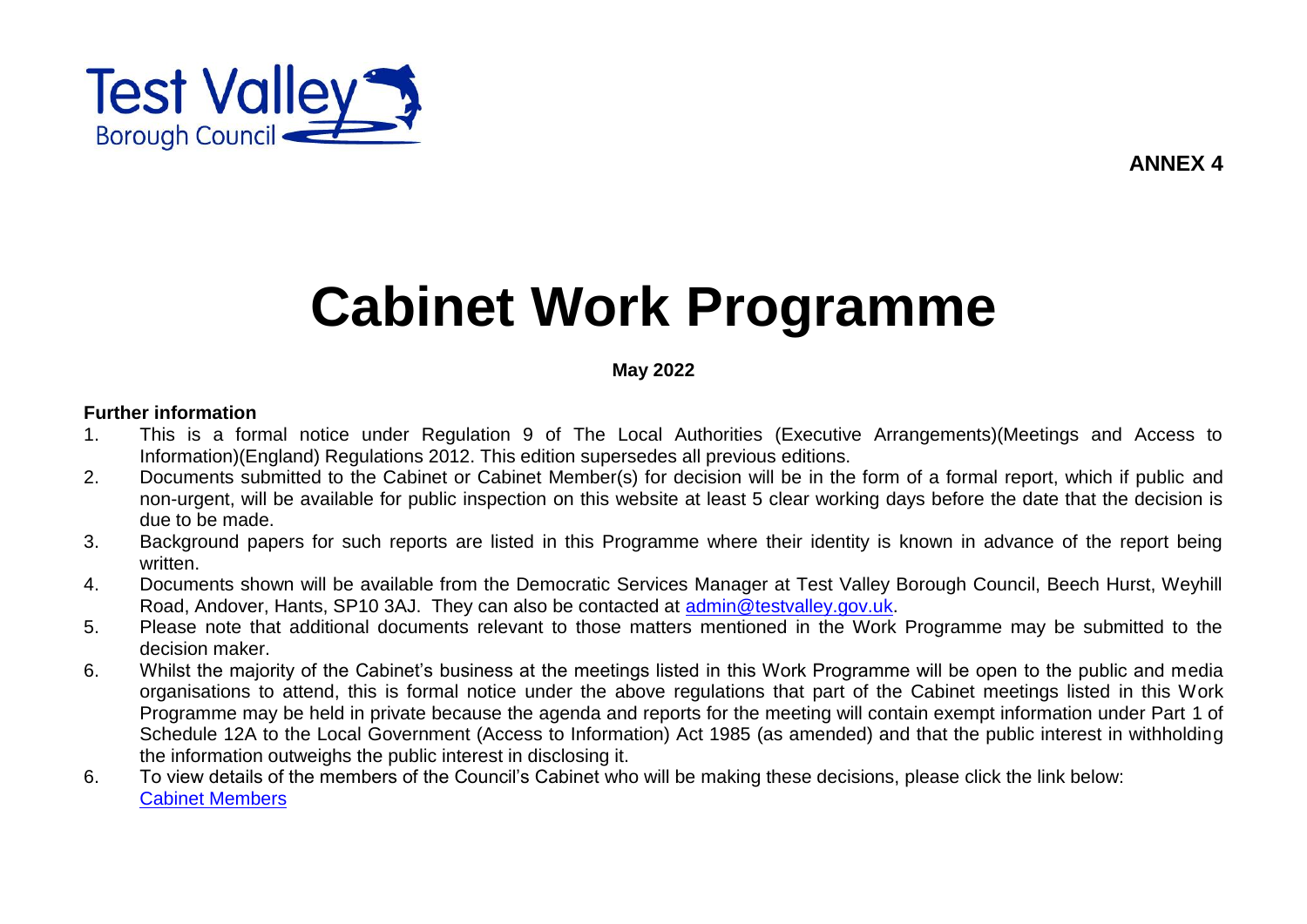Test Valley Borough Council

**ANNEX 4**

# Cabinet Work Programme

**May 2022**

**Further information**

1. This is a formal notice under Regulation 9 of The Local Authorities (Executive Arrangements)(Meetings and Access to Information)(England) Regulations 2012. This edition supersedes all previous editions.
2. Documents submitted to the Cabinet or Cabinet Member(s) for decision will be in the form of a formal report, which if public and non-urgent, will be available for public inspection on this website at least 5 clear working days before the date that the decision is due to be made.
3. Background papers for such reports are listed in this Programme where their identity is known in advance of the report being written.
4. Documents shown will be available from the Democratic Services Manager at Test Valley Borough Council, Beech Hurst, Weyhill Road, Andover, Hants, SP10 3AJ. They can also be contacted at admin@testvalley.gov.uk.
5. Please note that additional documents relevant to those matters mentioned in the Work Programme may be submitted to the decision maker.
6. Whilst the majority of the Cabinet's business at the meetings listed in this Work Programme will be open to the public and media organisations to attend, this is formal notice under the above regulations that part of the Cabinet meetings listed in this Work Programme may be held in private because the agenda and reports for the meeting will contain exempt information under Part 1 of Schedule 12A to the Local Government (Access to Information) Act 1985 (as amended) and that the public interest in withholding the information outweighs the public interest in disclosing it.
6. To view details of the members of the Council's Cabinet who will be making these decisions, please click the link below:
   Cabinet Members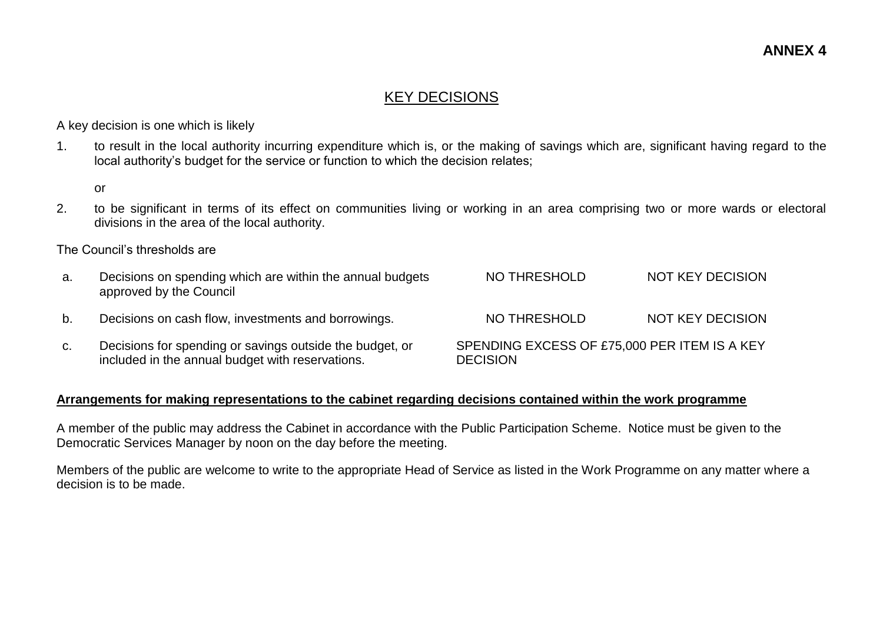**ANNEX 4**

# KEY DECISIONS

A key decision is one which is likely

1. to result in the local authority incurring expenditure which is, or the making of savings which are, significant having regard to the local authority's budget for the service or function to which the decision relates;

   or

2. to be significant in terms of its effect on communities living or working in an area comprising two or more wards or electoral divisions in the area of the local authority.

The Council's thresholds are

| | | | |
|---|---|---|---|
| a. | Decisions on spending which are within the annual budgets approved by the Council | NO THRESHOLD | NOT KEY DECISION |
| b. | Decisions on cash flow, investments and borrowings. | NO THRESHOLD | NOT KEY DECISION |
| c. | Decisions for spending or savings outside the budget, or included in the annual budget with reservations. | SPENDING EXCESS OF £75,000 PER ITEM IS A KEY DECISION | |

**Arrangements for making representations to the cabinet regarding decisions contained within the work programme**

A member of the public may address the Cabinet in accordance with the Public Participation Scheme. Notice must be given to the Democratic Services Manager by noon on the day before the meeting.

Members of the public are welcome to write to the appropriate Head of Service as listed in the Work Programme on any matter where a decision is to be made.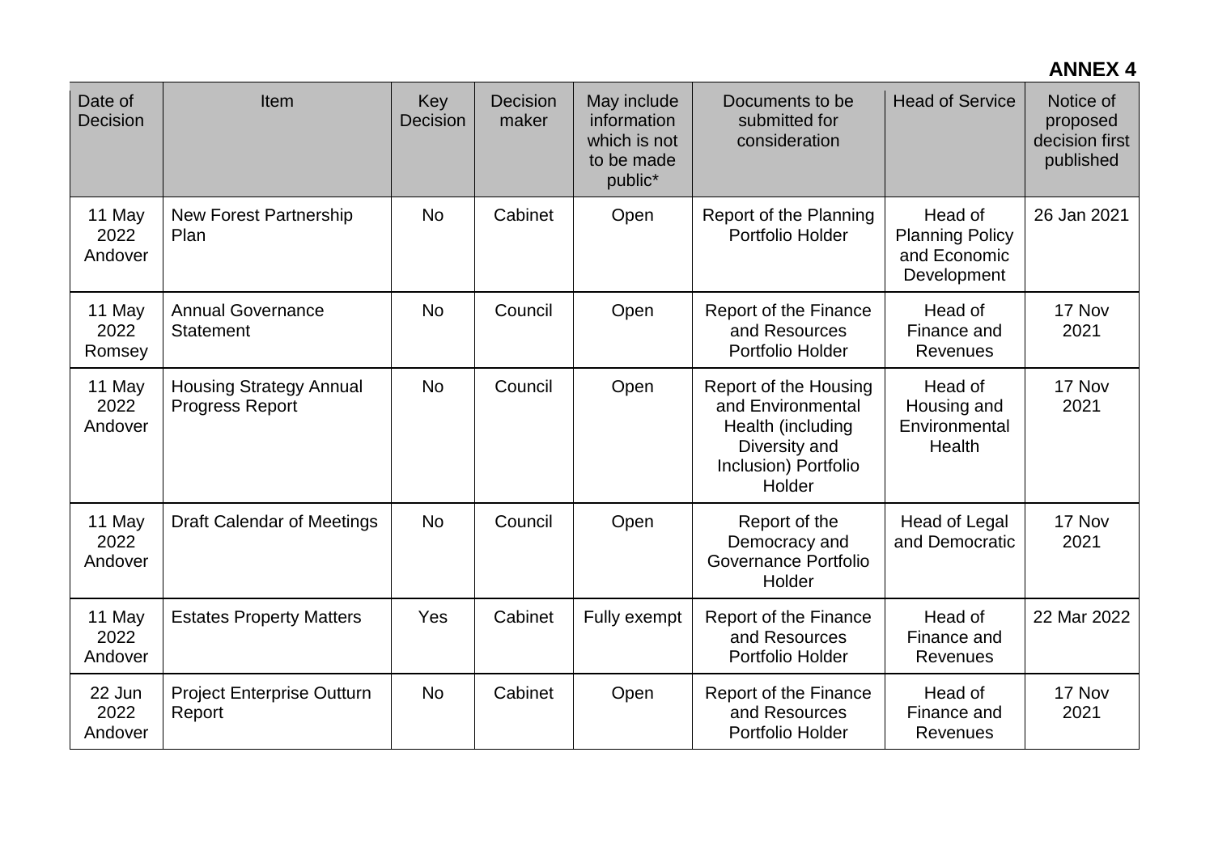**ANNEX 4**

| Date of Decision | Item | Key Decision | Decision maker | May include information which is not to be made public* | Documents to be submitted for consideration | Head of Service | Notice of proposed decision first published |
|---|---|---|---|---|---|---|---|
| 11 May 2022 Andover | New Forest Partnership Plan | No | Cabinet | Open | Report of the Planning Portfolio Holder | Head of Planning Policy and Economic Development | 26 Jan 2021 |
| 11 May 2022 Romsey | Annual Governance Statement | No | Council | Open | Report of the Finance and Resources Portfolio Holder | Head of Finance and Revenues | 17 Nov 2021 |
| 11 May 2022 Andover | Housing Strategy Annual Progress Report | No | Council | Open | Report of the Housing and Environmental Health (including Diversity and Inclusion) Portfolio Holder | Head of Housing and Environmental Health | 17 Nov 2021 |
| 11 May 2022 Andover | Draft Calendar of Meetings | No | Council | Open | Report of the Democracy and Governance Portfolio Holder | Head of Legal and Democratic | 17 Nov 2021 |
| 11 May 2022 Andover | Estates Property Matters | Yes | Cabinet | Fully exempt | Report of the Finance and Resources Portfolio Holder | Head of Finance and Revenues | 22 Mar 2022 |
| 22 Jun 2022 Andover | Project Enterprise Outturn Report | No | Cabinet | Open | Report of the Finance and Resources Portfolio Holder | Head of Finance and Revenues | 17 Nov 2021 |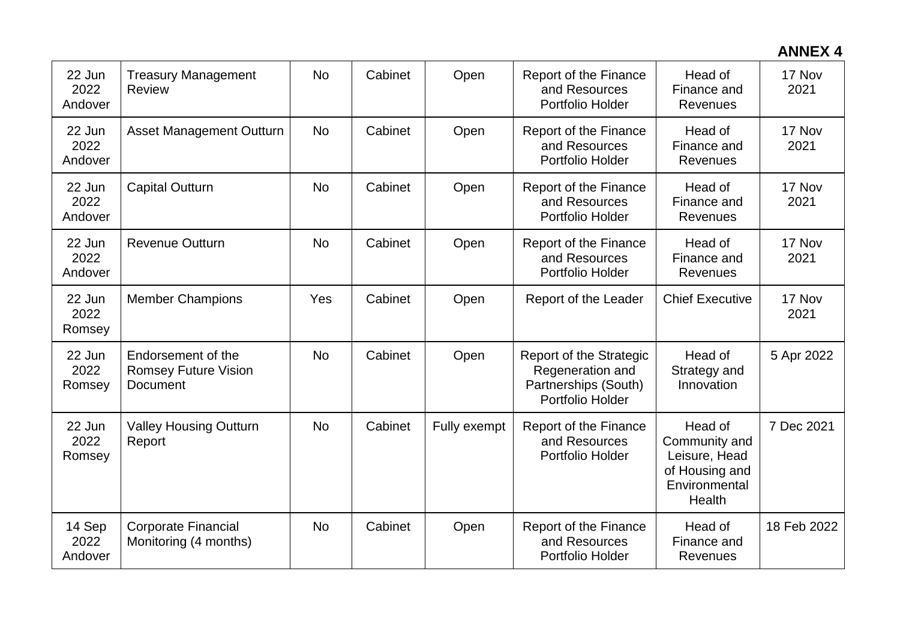**ANNEX 4**

| | | | | | | | |
|---|---|---|---|---|---|---|---|
| 22 Jun 2022 Andover | Treasury Management Review | No | Cabinet | Open | Report of the Finance and Resources Portfolio Holder | Head of Finance and Revenues | 17 Nov 2021 |
| 22 Jun 2022 Andover | Asset Management Outturn | No | Cabinet | Open | Report of the Finance and Resources Portfolio Holder | Head of Finance and Revenues | 17 Nov 2021 |
| 22 Jun 2022 Andover | Capital Outturn | No | Cabinet | Open | Report of the Finance and Resources Portfolio Holder | Head of Finance and Revenues | 17 Nov 2021 |
| 22 Jun 2022 Andover | Revenue Outturn | No | Cabinet | Open | Report of the Finance and Resources Portfolio Holder | Head of Finance and Revenues | 17 Nov 2021 |
| 22 Jun 2022 Romsey | Member Champions | Yes | Cabinet | Open | Report of the Leader | Chief Executive | 17 Nov 2021 |
| 22 Jun 2022 Romsey | Endorsement of the Romsey Future Vision Document | No | Cabinet | Open | Report of the Strategic Regeneration and Partnerships (South) Portfolio Holder | Head of Strategy and Innovation | 5 Apr 2022 |
| 22 Jun 2022 Romsey | Valley Housing Outturn Report | No | Cabinet | Fully exempt | Report of the Finance and Resources Portfolio Holder | Head of Community and Leisure, Head of Housing and Environmental Health | 7 Dec 2021 |
| 14 Sep 2022 Andover | Corporate Financial Monitoring (4 months) | No | Cabinet | Open | Report of the Finance and Resources Portfolio Holder | Head of Finance and Revenues | 18 Feb 2022 |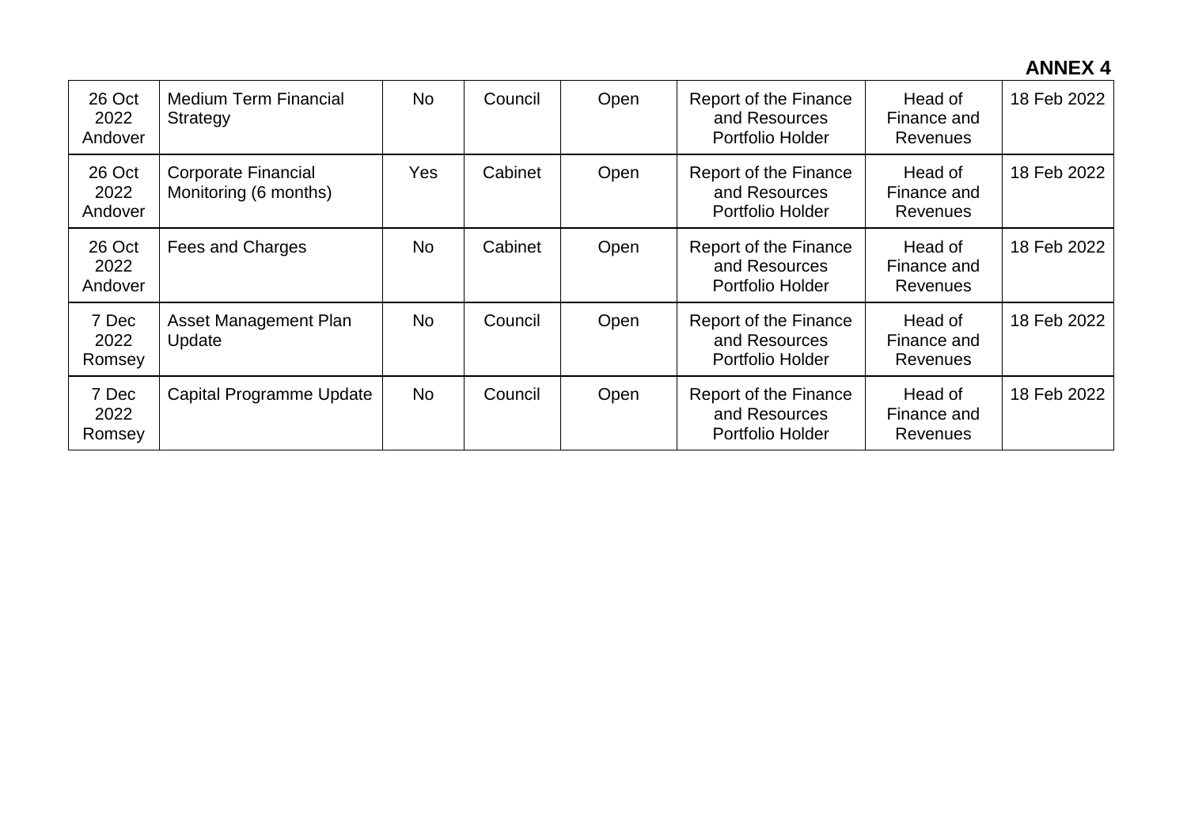**ANNEX 4**

| | | | | | | | |
|---|---|---|---|---|---|---|---|
| 26 Oct 2022 Andover | Medium Term Financial Strategy | No | Council | Open | Report of the Finance and Resources Portfolio Holder | Head of Finance and Revenues | 18 Feb 2022 |
| 26 Oct 2022 Andover | Corporate Financial Monitoring (6 months) | Yes | Cabinet | Open | Report of the Finance and Resources Portfolio Holder | Head of Finance and Revenues | 18 Feb 2022 |
| 26 Oct 2022 Andover | Fees and Charges | No | Cabinet | Open | Report of the Finance and Resources Portfolio Holder | Head of Finance and Revenues | 18 Feb 2022 |
| 7 Dec 2022 Romsey | Asset Management Plan Update | No | Council | Open | Report of the Finance and Resources Portfolio Holder | Head of Finance and Revenues | 18 Feb 2022 |
| 7 Dec 2022 Romsey | Capital Programme Update | No | Council | Open | Report of the Finance and Resources Portfolio Holder | Head of Finance and Revenues | 18 Feb 2022 |